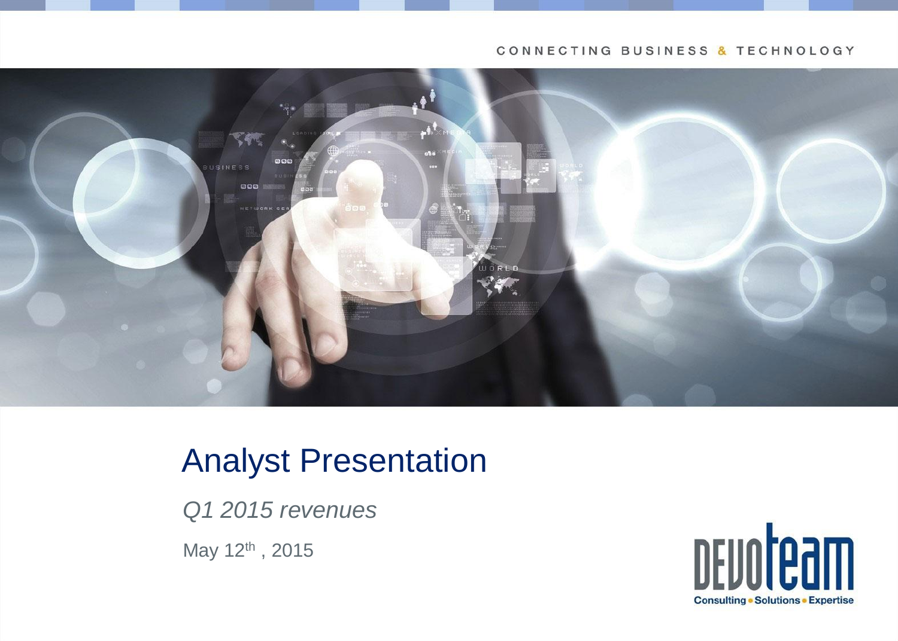CONNECTING BUSINESS & TECHNOLOGY

# Analyst Presentation

*Q1 2015 revenues*

May 12th , 2015

DEVOTEAM

Consulting • Solutions • Expertise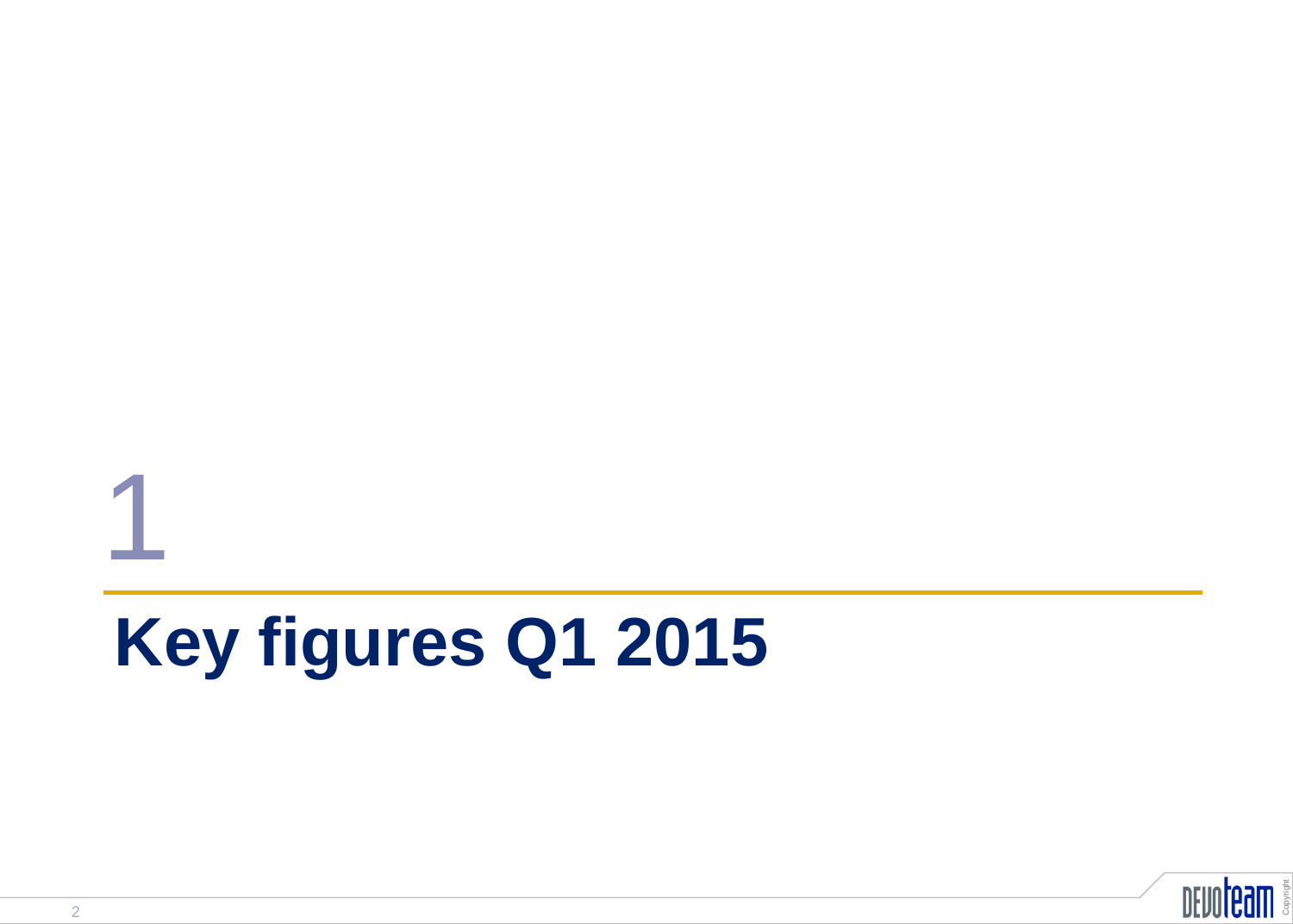# 1

# Key figures Q1 2015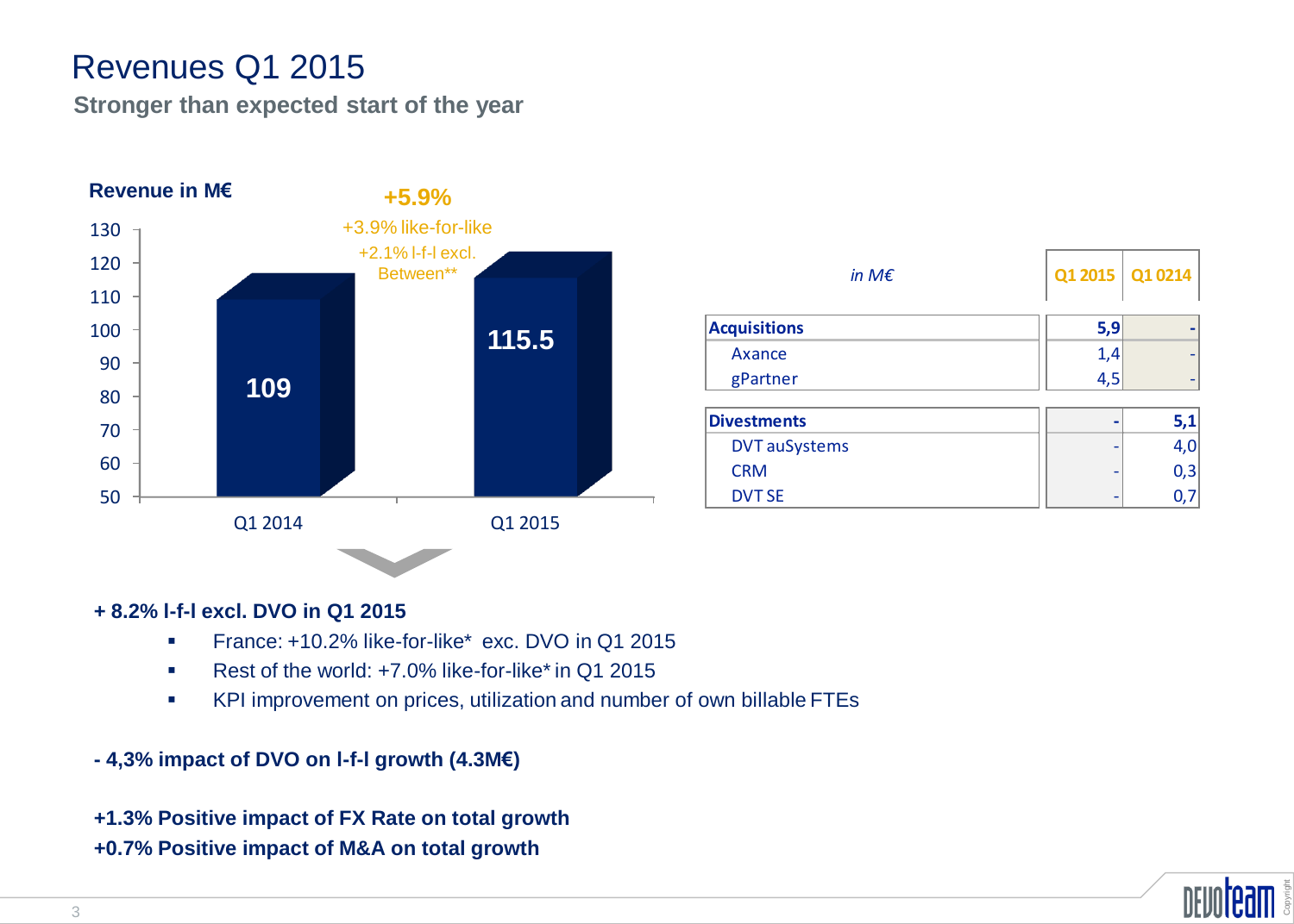# Revenues Q1 2015

**Stronger than expected start of the year**

**Revenue in M€**

| | Q1 2014 | Q1 2015 |
|---|---|---|
| Revenue (M€) | 109 | 115.5 |

**+5.9%**

+3.9% like-for-like

+2.1% l-f-l excl. Between**

| *in M€* | Q1 2015 | Q1 0214 |
|---|---|---|
| **Acquisitions** | **5,9** | **-** |
| Axance | 1,4 | - |
| gPartner | 4,5 | - |
| **Divestments** | **-** | **5,1** |
| DVT auSystems | - | 4,0 |
| CRM | - | 0,3 |
| DVT SE | - | 0,7 |

**+ 8.2% l-f-l excl. DVO in Q1 2015**

- France: +10.2% like-for-like* exc. DVO in Q1 2015
- Rest of the world: +7.0% like-for-like* in Q1 2015
- KPI improvement on prices, utilization and number of own billable FTEs

**- 4,3% impact of DVO on l-f-l growth (4.3M€)**

**+1.3% Positive impact of FX Rate on total growth**
**+0.7% Positive impact of M&A on total growth**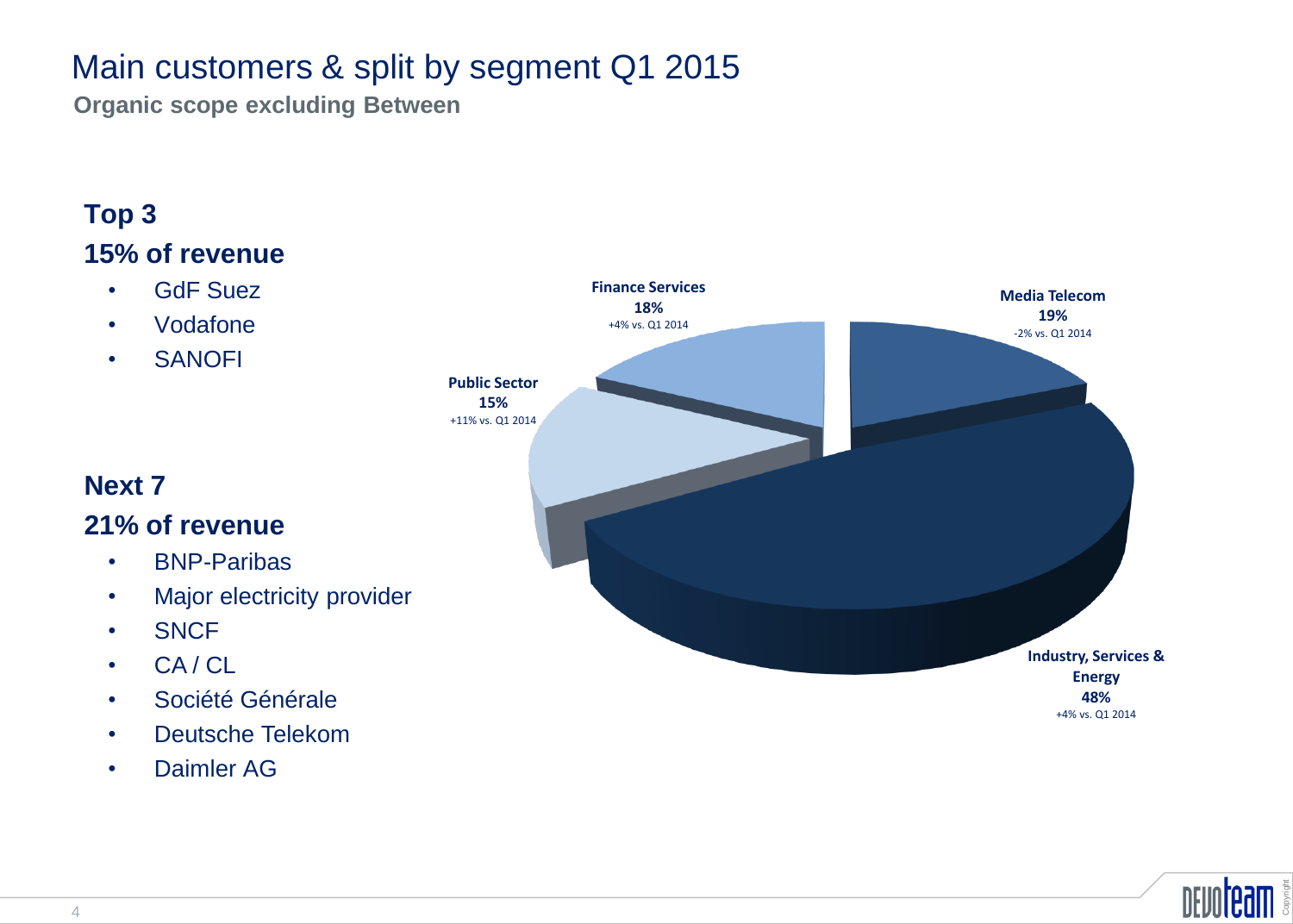# Main customers & split by segment Q1 2015

**Organic scope excluding Between**

## Top 3
## 15% of revenue

- GdF Suez
- Vodafone
- SANOFI

## Next 7
## 21% of revenue

- BNP-Paribas
- Major electricity provider
- SNCF
- CA / CL
- Société Générale
- Deutsche Telekom
- Daimler AG

**Finance Services**
**18%**
+4% vs. Q1 2014

**Media Telecom**
**19%**
-2% vs. Q1 2014

**Public Sector**
**15%**
+11% vs. Q1 2014

**Industry, Services & Energy**
**48%**
+4% vs. Q1 2014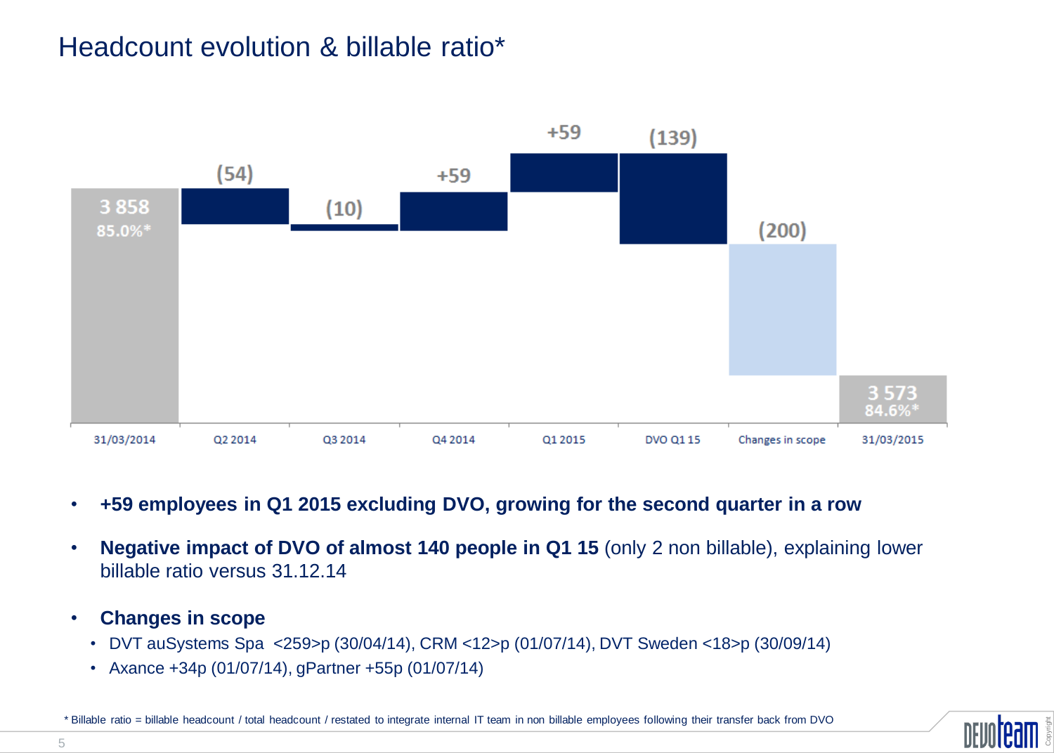# Headcount evolution & billable ratio*

| 31/03/2014 | Q2 2014 | Q3 2014 | Q4 2014 | Q1 2015 | DVO Q1 15 | Changes in scope | 31/03/2015 |
|---|---|---|---|---|---|---|---|
| 3 858 (85.0%*) | (54) | (10) | +59 | +59 | (139) | (200) | 3 573 (84.6%*) |

- **+59 employees in Q1 2015 excluding DVO, growing for the second quarter in a row**
- **Negative impact of DVO of almost 140 people in Q1 15** (only 2 non billable), explaining lower billable ratio versus 31.12.14
- **Changes in scope**
  - DVT auSystems Spa <259>p (30/04/14), CRM <12>p (01/07/14), DVT Sweden <18>p (30/09/14)
  - Axance +34p (01/07/14), gPartner +55p (01/07/14)

\* Billable ratio = billable headcount / total headcount / restated to integrate internal IT team in non billable employees following their transfer back from DVO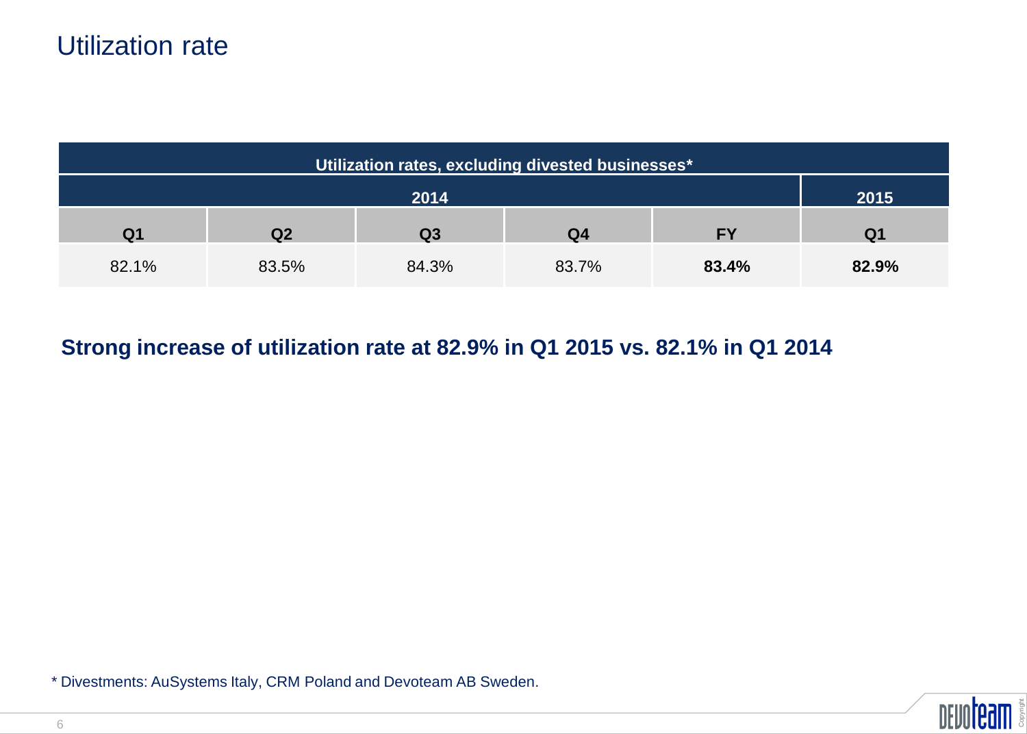# Utilization rate

| Utilization rates, excluding divested businesses* | | | | | |
|---|---|---|---|---|---|
| 2014 | | | | | 2015 |
| Q1 | Q2 | Q3 | Q4 | FY | Q1 |
| 82.1% | 83.5% | 84.3% | 83.7% | **83.4%** | **82.9%** |

**Strong increase of utilization rate at 82.9% in Q1 2015 vs. 82.1% in Q1 2014**

* Divestments: AuSystems Italy, CRM Poland and Devoteam AB Sweden.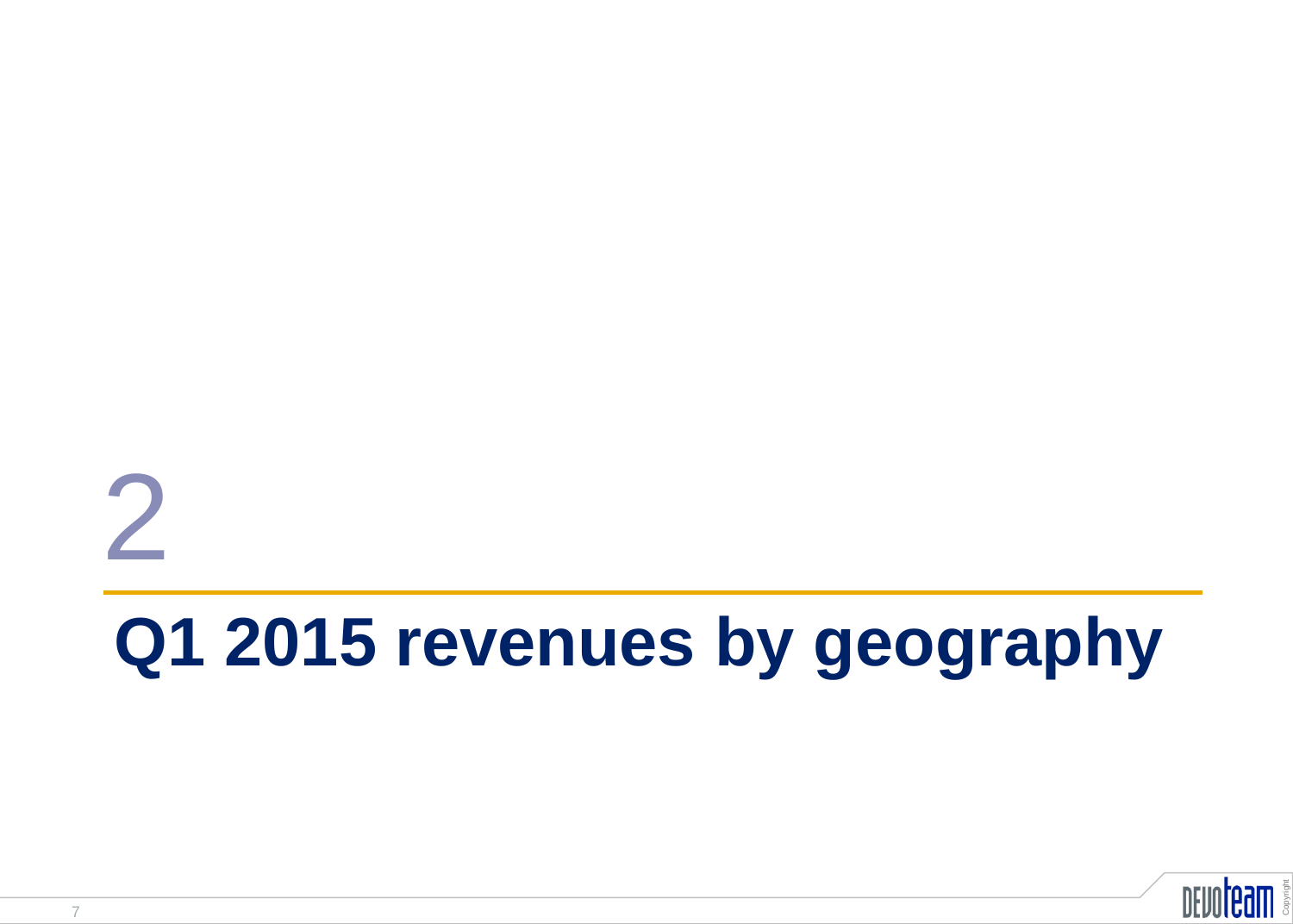# 2

# Q1 2015 revenues by geography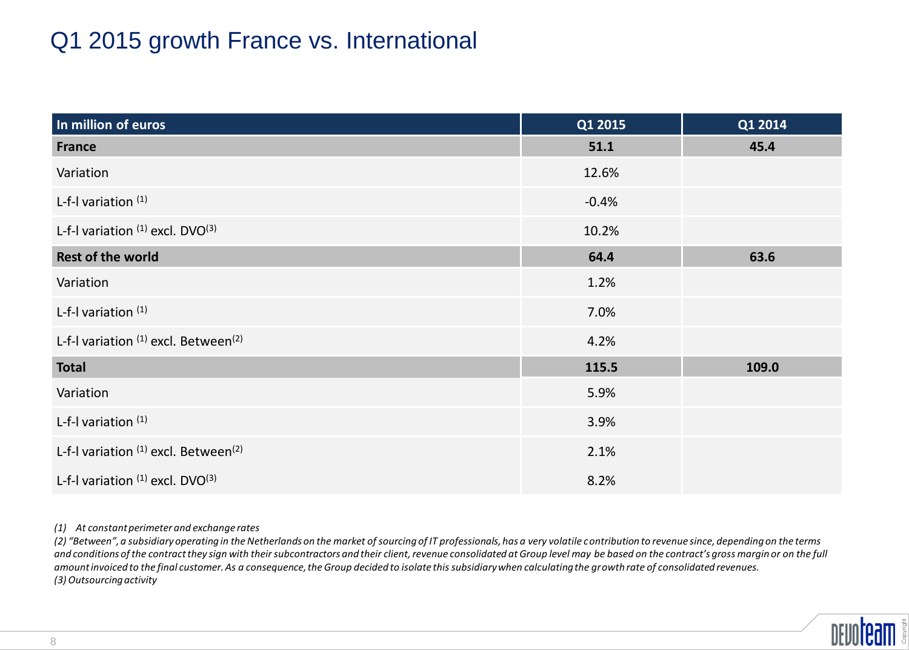# Q1 2015 growth France vs. International

| In million of euros | Q1 2015 | Q1 2014 |
|---|---|---|
| **France** | **51.1** | **45.4** |
| Variation | 12.6% | |
| L-f-l variation [1] | -0.4% | |
| L-f-l variation [1] excl. DVO[3] | 10.2% | |
| **Rest of the world** | **64.4** | **63.6** |
| Variation | 1.2% | |
| L-f-l variation [1] | 7.0% | |
| L-f-l variation [1] excl. Between[2] | 4.2% | |
| **Total** | **115.5** | **109.0** |
| Variation | 5.9% | |
| L-f-l variation [1] | 3.9% | |
| L-f-l variation [1] excl. Between[2] | 2.1% | |
| L-f-l variation [1] excl. DVO[3] | 8.2% | |

*(1) At constant perimeter and exchange rates*

*(2) "Between", a subsidiary operating in the Netherlands on the market of sourcing of IT professionals, has a very volatile contribution to revenue since, depending on the terms and conditions of the contract they sign with their subcontractors and their client, revenue consolidated at Group level may be based on the contract's gross margin or on the full amount invoiced to the final customer. As a consequence, the Group decided to isolate this subsidiary when calculating the growth rate of consolidated revenues.*

*(3) Outsourcing activity*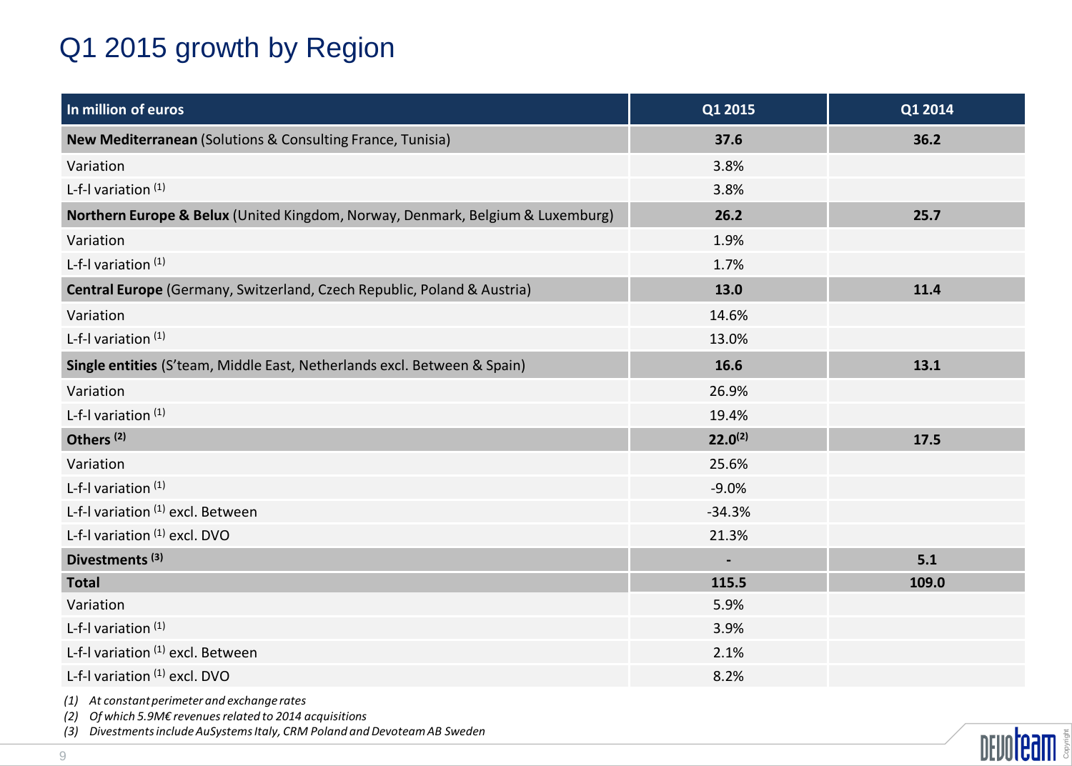# Q1 2015 growth by Region

| In million of euros | Q1 2015 | Q1 2014 |
|---|---|---|
| **New Mediterranean** (Solutions & Consulting France, Tunisia) | **37.6** | **36.2** |
| Variation | 3.8% | |
| L-f-l variation [1] | 3.8% | |
| **Northern Europe & Belux** (United Kingdom, Norway, Denmark, Belgium & Luxemburg) | **26.2** | **25.7** |
| Variation | 1.9% | |
| L-f-l variation [1] | 1.7% | |
| **Central Europe** (Germany, Switzerland, Czech Republic, Poland & Austria) | **13.0** | **11.4** |
| Variation | 14.6% | |
| L-f-l variation [1] | 13.0% | |
| **Single entities** (S'team, Middle East, Netherlands excl. Between & Spain) | **16.6** | **13.1** |
| Variation | 26.9% | |
| L-f-l variation [1] | 19.4% | |
| **Others** [2] | **22.0**[2] | **17.5** |
| Variation | 25.6% | |
| L-f-l variation [1] | -9.0% | |
| L-f-l variation [1] excl. Between | -34.3% | |
| L-f-l variation [1] excl. DVO | 21.3% | |
| **Divestments** [3] | **-** | **5.1** |
| **Total** | **115.5** | **109.0** |
| Variation | 5.9% | |
| L-f-l variation [1] | 3.9% | |
| L-f-l variation [1] excl. Between | 2.1% | |
| L-f-l variation [1] excl. DVO | 8.2% | |

*(1) At constant perimeter and exchange rates*

*(2) Of which 5.9M€ revenues related to 2014 acquisitions*

*(3) Divestments include AuSystems Italy, CRM Poland and Devoteam AB Sweden*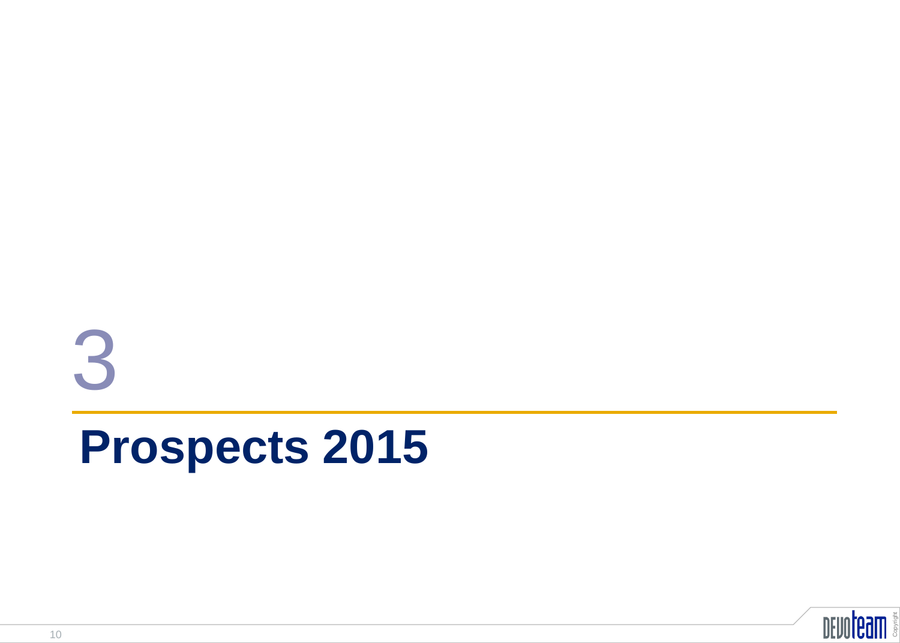# 3

# Prospects 2015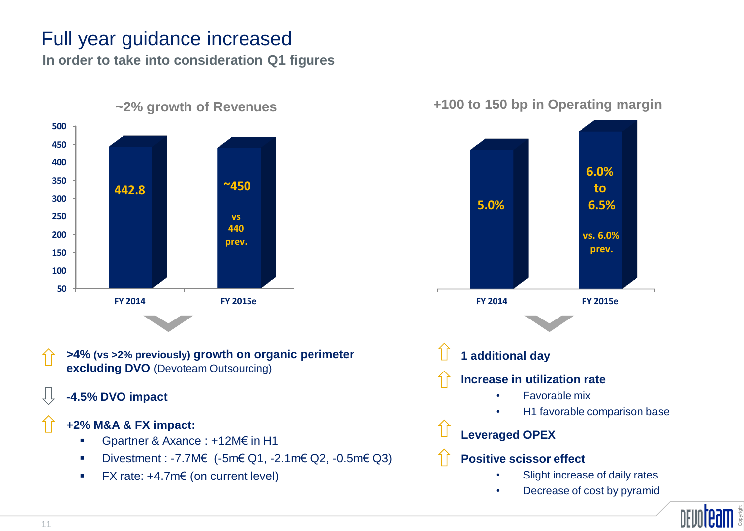# Full year guidance increased

**In order to take into consideration Q1 figures**

### ~2% growth of Revenues

| | FY 2014 | FY 2015e |
|---|---|---|
| Revenues | 442.8 | ~450 vs 440 prev. |

### +100 to 150 bp in Operating margin

| | FY 2014 | FY 2015e |
|---|---|---|
| Operating margin | 5.0% | 6.0% to 6.5% vs. 6.0% prev. |

⇧ **>4%** (vs >2% previously) **growth on organic perimeter excluding DVO** (Devoteam Outsourcing)

⇩ **-4.5% DVO impact**

⇧ **+2% M&A & FX impact:**

- Gpartner & Axance : +12M€ in H1
- Divestment : -7.7M€ (-5m€ Q1, -2.1m€ Q2, -0.5m€ Q3)
- FX rate: +4.7m€ (on current level)

⇧ **1 additional day**

⇧ **Increase in utilization rate**

- Favorable mix
- H1 favorable comparison base

⇧ **Leveraged OPEX**

⇧ **Positive scissor effect**

- Slight increase of daily rates
- Decrease of cost by pyramid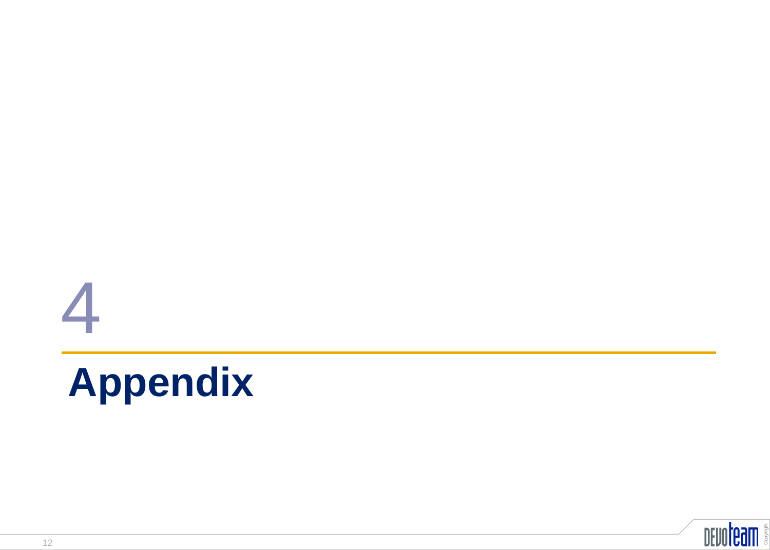# 4

# Appendix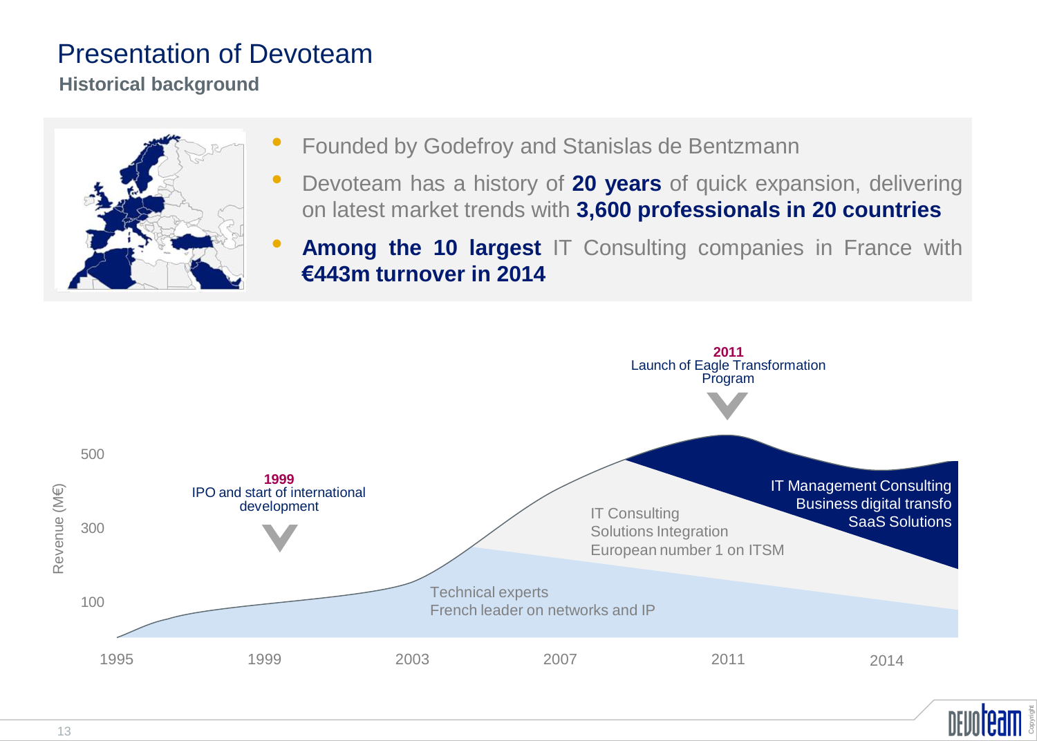# Presentation of Devoteam

**Historical background**

- Founded by Godefroy and Stanislas de Bentzmann
- Devoteam has a history of **20 years** of quick expansion, delivering on latest market trends with **3,600 professionals in 20 countries**
- **Among the 10 largest** IT Consulting companies in France with **€443m turnover in 2014**

**2011**
Launch of Eagle Transformation Program

**1999**
IPO and start of international development

Revenue (M€): 500, 300, 100

IT Management Consulting
Business digital transfo
SaaS Solutions

IT Consulting
Solutions Integration
European number 1 on ITSM

Technical experts
French leader on networks and IP

1995 | 1999 | 2003 | 2007 | 2011 | 2014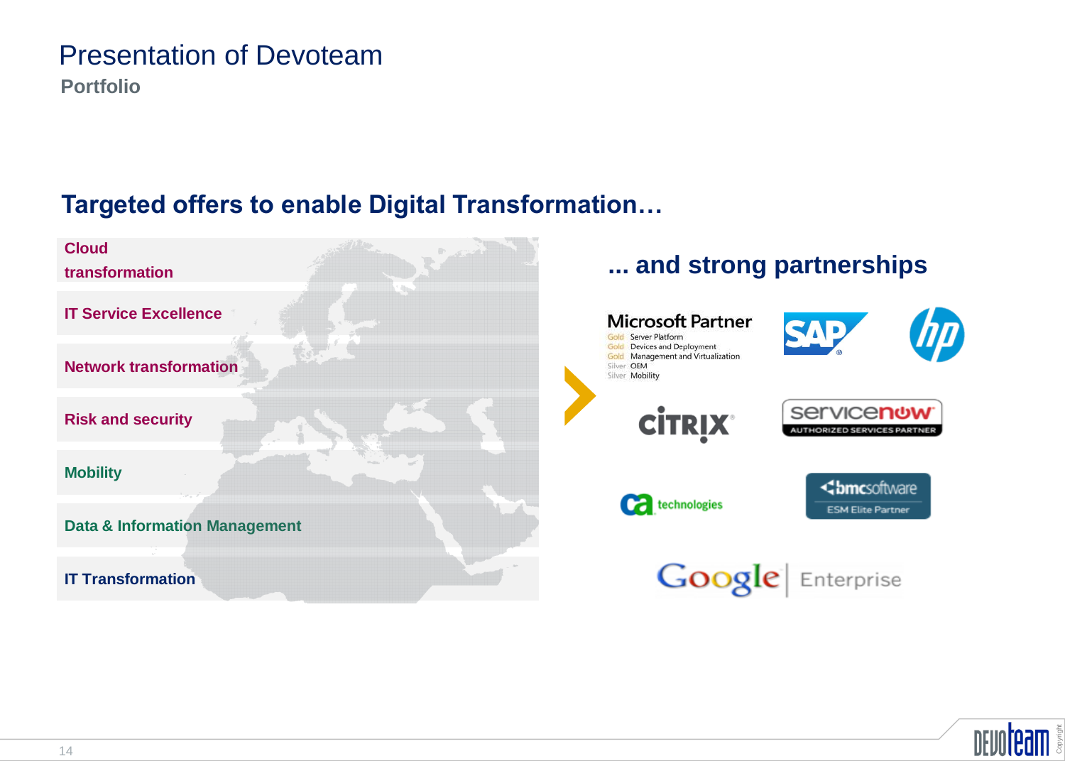# Presentation of Devoteam

## Portfolio

### Targeted offers to enable Digital Transformation…

- **Cloud transformation**
- **IT Service Excellence**
- **Network transformation**
- **Risk and security**
- **Mobility**
- **Data & Information Management**
- **IT Transformation**

### ... and strong partnerships

**Microsoft Partner**
- Gold Server Platform
- Gold Devices and Deployment
- Gold Management and Virtualization
- Silver OEM
- Silver Mobility

SAP

hp

CITRIX

servicenow AUTHORIZED SERVICES PARTNER

ca technologies

bmcsoftware ESM Elite Partner

Google Enterprise